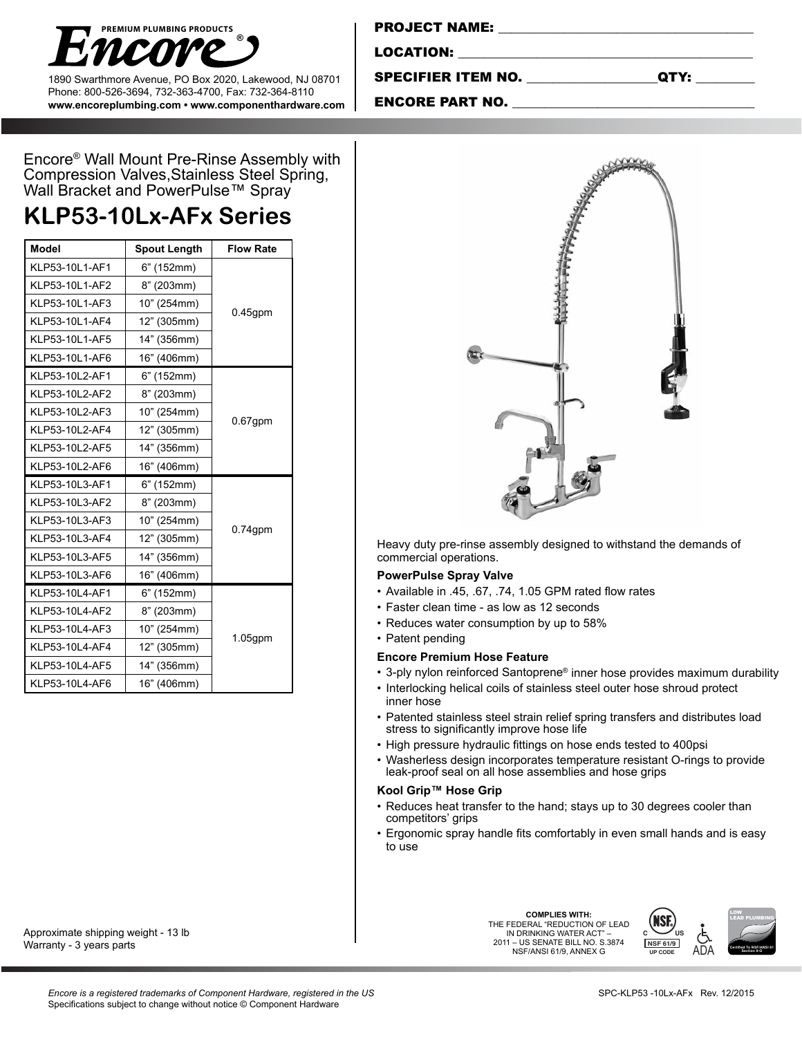**PREMIUM PLUMBING PRODUCTS**
**Encore®**

1890 Swarthmore Avenue, PO Box 2020, Lakewood, NJ 08701
Phone: 800-526-3694, 732-363-4700, Fax: 732-364-8110
**www.encoreplumbing.com • www.componenthardware.com**

**PROJECT NAME:** ___________________________________

**LOCATION:** ___________________________________

**SPECIFIER ITEM NO.** __________________ **QTY:** ________

**ENCORE PART NO.** ___________________________________

Encore® Wall Mount Pre-Rinse Assembly with Compression Valves,Stainless Steel Spring, Wall Bracket and PowerPulse™ Spray

# KLP53-10Lx-AFx Series

| Model | Spout Length | Flow Rate |
|---|---|---|
| KLP53-10L1-AF1 | 6" (152mm) | 0.45gpm |
| KLP53-10L1-AF2 | 8" (203mm) | |
| KLP53-10L1-AF3 | 10" (254mm) | |
| KLP53-10L1-AF4 | 12" (305mm) | |
| KLP53-10L1-AF5 | 14" (356mm) | |
| KLP53-10L1-AF6 | 16" (406mm) | |
| KLP53-10L2-AF1 | 6" (152mm) | 0.67gpm |
| KLP53-10L2-AF2 | 8" (203mm) | |
| KLP53-10L2-AF3 | 10" (254mm) | |
| KLP53-10L2-AF4 | 12" (305mm) | |
| KLP53-10L2-AF5 | 14" (356mm) | |
| KLP53-10L2-AF6 | 16" (406mm) | |
| KLP53-10L3-AF1 | 6" (152mm) | 0.74gpm |
| KLP53-10L3-AF2 | 8" (203mm) | |
| KLP53-10L3-AF3 | 10" (254mm) | |
| KLP53-10L3-AF4 | 12" (305mm) | |
| KLP53-10L3-AF5 | 14" (356mm) | |
| KLP53-10L3-AF6 | 16" (406mm) | |
| KLP53-10L4-AF1 | 6" (152mm) | 1.05gpm |
| KLP53-10L4-AF2 | 8" (203mm) | |
| KLP53-10L4-AF3 | 10" (254mm) | |
| KLP53-10L4-AF4 | 12" (305mm) | |
| KLP53-10L4-AF5 | 14" (356mm) | |
| KLP53-10L4-AF6 | 16" (406mm) | |

Heavy duty pre-rinse assembly designed to withstand the demands of commercial operations.

**PowerPulse Spray Valve**

- Available in .45, .67, .74, 1.05 GPM rated flow rates
- Faster clean time - as low as 12 seconds
- Reduces water consumption by up to 58%
- Patent pending

**Encore Premium Hose Feature**

- 3-ply nylon reinforced Santoprene® inner hose provides maximum durability
- Interlocking helical coils of stainless steel outer hose shroud protect inner hose
- Patented stainless steel strain relief spring transfers and distributes load stress to significantly improve hose life
- High pressure hydraulic fittings on hose ends tested to 400psi
- Washerless design incorporates temperature resistant O-rings to provide leak-proof seal on all hose assemblies and hose grips

**Kool Grip™ Hose Grip**

- Reduces heat transfer to the hand; stays up to 30 degrees cooler than competitors' grips
- Ergonomic spray handle fits comfortably in even small hands and is easy to use

Approximate shipping weight - 13 lb
Warranty - 3 years parts

**COMPLIES WITH:**
THE FEDERAL "REDUCTION OF LEAD IN DRINKING WATER ACT" – 2011 – US SENATE BILL NO. S.3874 NSF/ANSI 61/9, ANNEX G

NSF 61/9 UP CODE · ADA · LOW LEAD PLUMBING Certified To NSF/ANSI 61 Section 9-G

*Encore is a registered trademarks of Component Hardware, registered in the US*
Specifications subject to change without notice © Component Hardware

SPC-KLP53 -10Lx-AFx Rev. 12/2015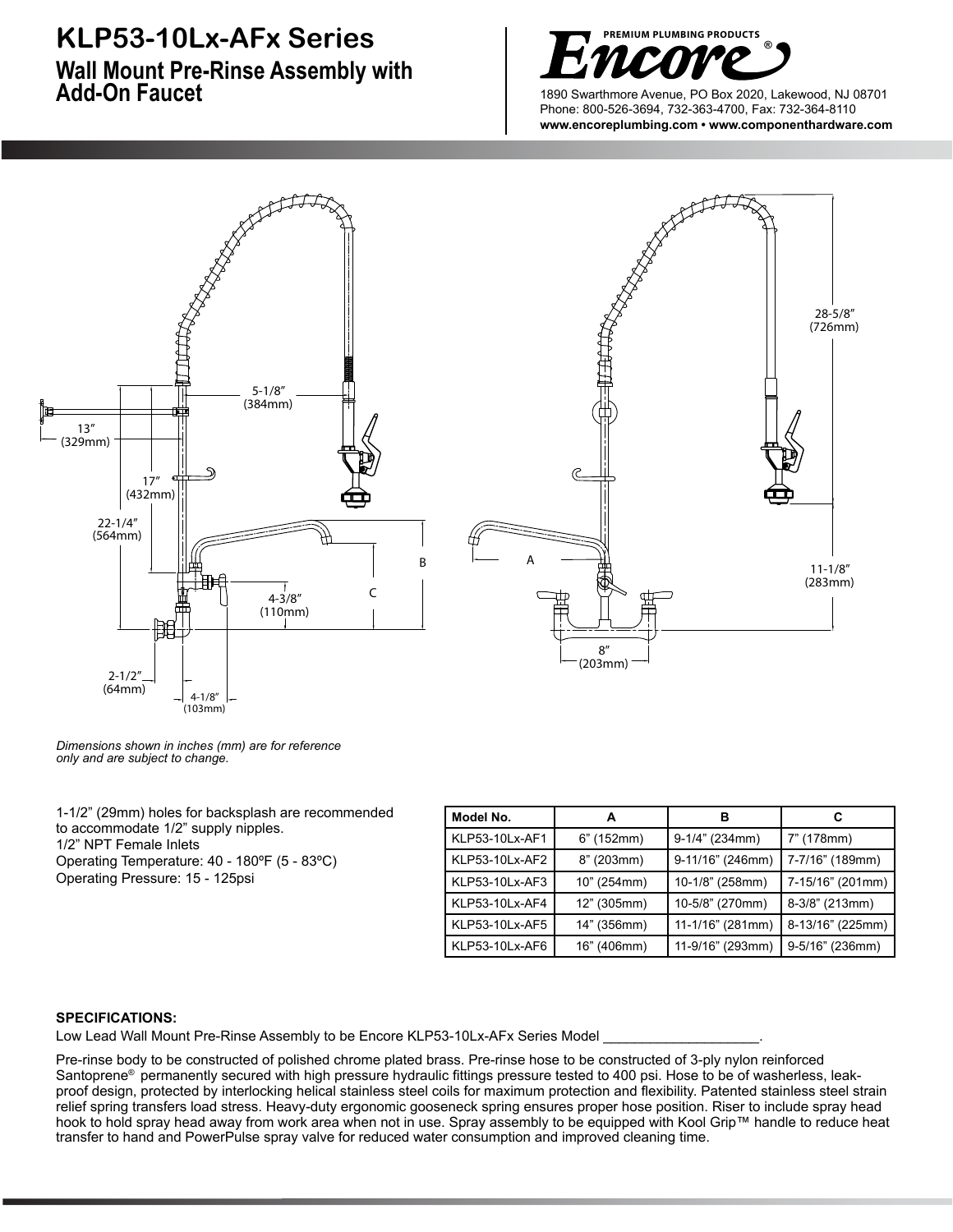# KLP53-10Lx-AFx Series

## Wall Mount Pre-Rinse Assembly with Add-On Faucet

**Encore** PREMIUM PLUMBING PRODUCTS®

1890 Swarthmore Avenue, PO Box 2020, Lakewood, NJ 08701
Phone: 800-526-3694, 732-363-4700, Fax: 732-364-8110
**www.encoreplumbing.com • www.componenthardware.com**

5-1/8″ (384mm)
13″ (329mm)
17″ (432mm)
22-1/4″ (564mm)
B
C
4-3/8″ (110mm)
2-1/2″ (64mm)
4-1/8″ (103mm)
28-5/8″ (726mm)
A
11-1/8″ (283mm)
8″ (203mm)

*Dimensions shown in inches (mm) are for reference only and are subject to change.*

1-1/2" (29mm) holes for backsplash are recommended to accommodate 1/2" supply nipples.
1/2" NPT Female Inlets
Operating Temperature: 40 - 180ºF (5 - 83ºC)
Operating Pressure: 15 - 125psi

| Model No. | A | B | C |
|---|---|---|---|
| KLP53-10Lx-AF1 | 6" (152mm) | 9-1/4" (234mm) | 7" (178mm) |
| KLP53-10Lx-AF2 | 8" (203mm) | 9-11/16" (246mm) | 7-7/16" (189mm) |
| KLP53-10Lx-AF3 | 10" (254mm) | 10-1/8" (258mm) | 7-15/16" (201mm) |
| KLP53-10Lx-AF4 | 12" (305mm) | 10-5/8" (270mm) | 8-3/8" (213mm) |
| KLP53-10Lx-AF5 | 14" (356mm) | 11-1/16" (281mm) | 8-13/16" (225mm) |
| KLP53-10Lx-AF6 | 16" (406mm) | 11-9/16" (293mm) | 9-5/16" (236mm) |

**SPECIFICATIONS:**

Low Lead Wall Mount Pre-Rinse Assembly to be Encore KLP53-10Lx-AFx Series Model ____________________.

Pre-rinse body to be constructed of polished chrome plated brass. Pre-rinse hose to be constructed of 3-ply nylon reinforced Santoprene® permanently secured with high pressure hydraulic fittings pressure tested to 400 psi. Hose to be of washerless, leak-proof design, protected by interlocking helical stainless steel coils for maximum protection and flexibility. Patented stainless steel strain relief spring transfers load stress. Heavy-duty ergonomic gooseneck spring ensures proper hose position. Riser to include spray head hook to hold spray head away from work area when not in use. Spray assembly to be equipped with Kool Grip™ handle to reduce heat transfer to hand and PowerPulse spray valve for reduced water consumption and improved cleaning time.